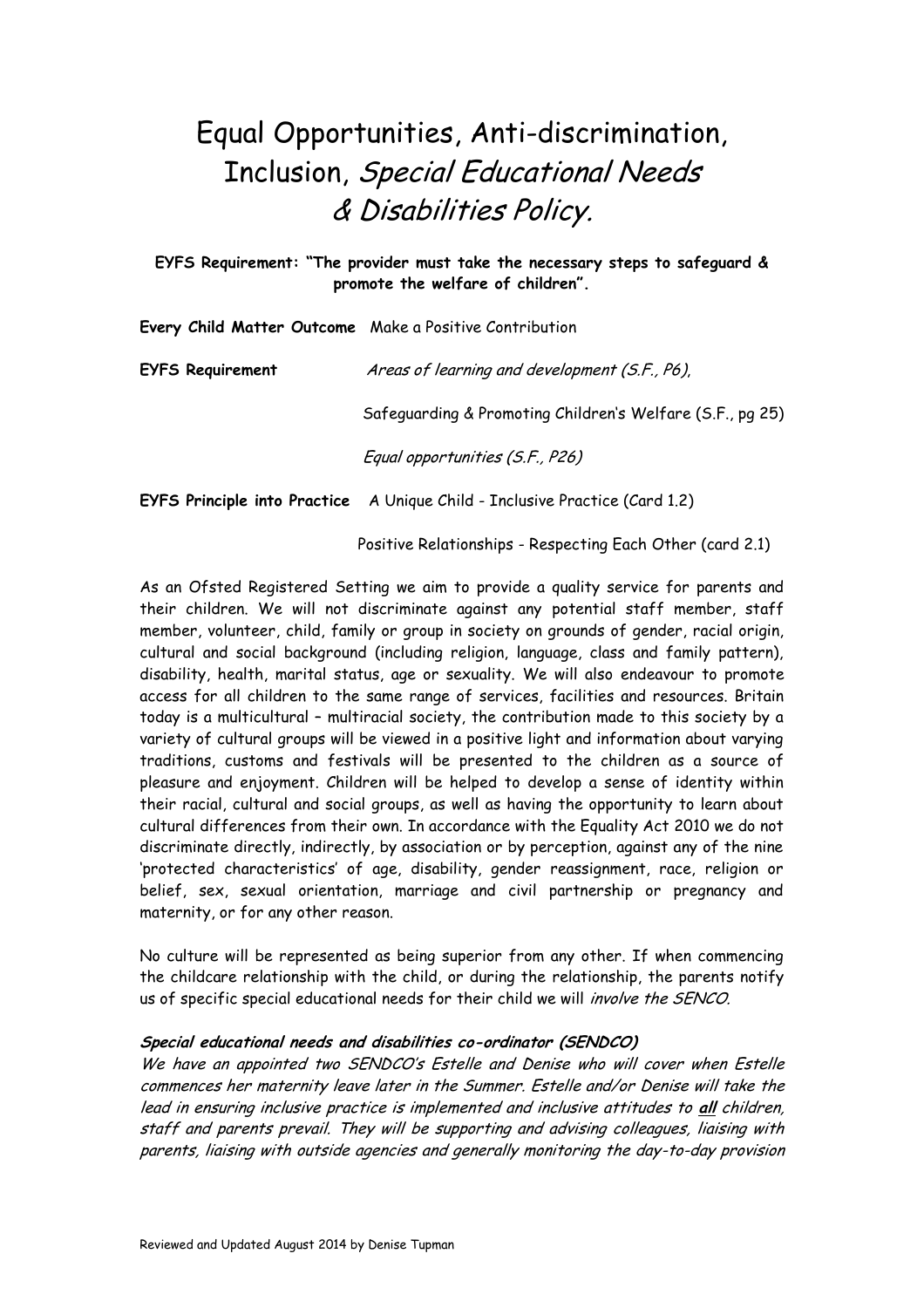# Equal Opportunities, Anti-discrimination, Inclusion, *Special Educational Needs & Disabilities Policy.*

**EYFS Requirement: "The provider must take the necessary steps to safeguard & promote the welfare of children".**

**Every Child Matter Outcome** Make a Positive Contribution

**EYFS Requirement** *Areas of learning and development (S.F., P6)*,

Safeguarding & Promoting Children's Welfare (S.F., pg 25)

*Equal opportunities (S.F., P26)*

**EYFS Principle into Practice** A Unique Child - Inclusive Practice (Card 1.2)

Positive Relationships - Respecting Each Other (card 2.1)

As an Ofsted Registered Setting we aim to provide a quality service for parents and their children. We will not discriminate against any potential staff member, staff member, volunteer, child, family or group in society on grounds of gender, racial origin, cultural and social background (including religion, language, class and family pattern), disability, health, marital status, age or sexuality. We will also endeavour to promote access for all children to the same range of services, facilities and resources. Britain today is a multicultural – multiracial society, the contribution made to this society by a variety of cultural groups will be viewed in a positive light and information about varying traditions, customs and festivals will be presented to the children as a source of pleasure and enjoyment. Children will be helped to develop a sense of identity within their racial, cultural and social groups, as well as having the opportunity to learn about cultural differences from their own. In accordance with the Equality Act 2010 we do not discriminate directly, indirectly, by association or by perception, against any of the nine 'protected characteristics' of age, disability, gender reassignment, race, religion or belief, sex, sexual orientation, marriage and civil partnership or pregnancy and maternity, or for any other reason.

No culture will be represented as being superior from any other. If when commencing the childcare relationship with the child, or during the relationship, the parents notify us of specific special educational needs for their child we will *involve the SENCO.*

***Special educational needs and disabilities co-ordinator (SENDCO)***

*We have an appointed two SENDCO's Estelle and Denise who will cover when Estelle commences her maternity leave later in the Summer. Estelle and/or Denise will take the lead in ensuring inclusive practice is implemented and inclusive attitudes to **all** children, staff and parents prevail. They will be supporting and advising colleagues, liaising with parents, liaising with outside agencies and generally monitoring the day-to-day provision*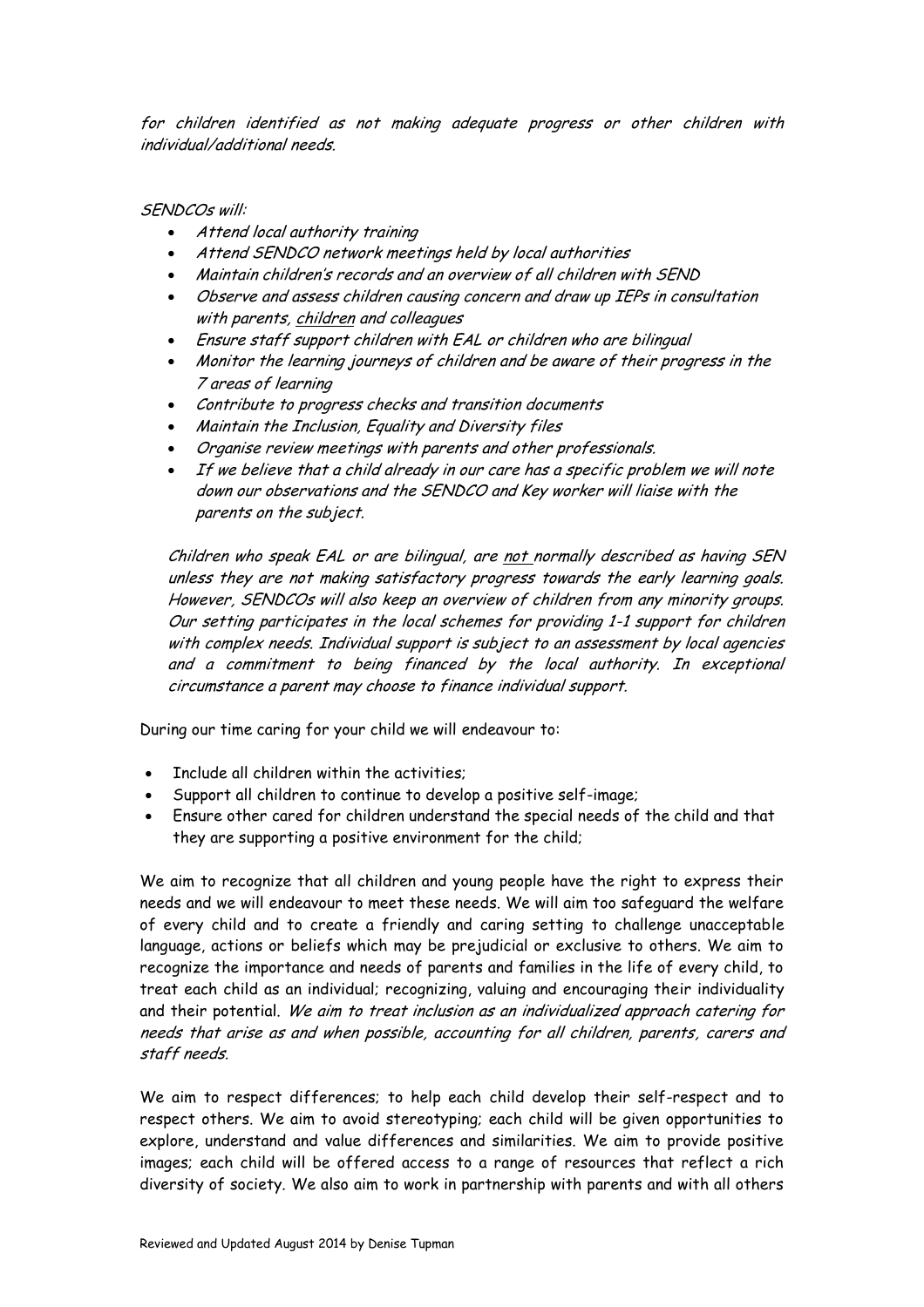*for children identified as not making adequate progress or other children with individual/additional needs.*

*SENDCOs will:*

- *Attend local authority training*
- *Attend SENDCO network meetings held by local authorities*
- *Maintain children's records and an overview of all children with SEND*
- *Observe and assess children causing concern and draw up IEPs in consultation with parents, children and colleagues*
- *Ensure staff support children with EAL or children who are bilingual*
- *Monitor the learning journeys of children and be aware of their progress in the 7 areas of learning*
- *Contribute to progress checks and transition documents*
- *Maintain the Inclusion, Equality and Diversity files*
- *Organise review meetings with parents and other professionals.*
- *If we believe that a child already in our care has a specific problem we will note down our observations and the SENDCO and Key worker will liaise with the parents on the subject.*

*Children who speak EAL or are bilingual, are not normally described as having SEN unless they are not making satisfactory progress towards the early learning goals. However, SENDCOs will also keep an overview of children from any minority groups. Our setting participates in the local schemes for providing 1-1 support for children with complex needs. Individual support is subject to an assessment by local agencies and a commitment to being financed by the local authority. In exceptional circumstance a parent may choose to finance individual support.*

During our time caring for your child we will endeavour to:

- Include all children within the activities;
- Support all children to continue to develop a positive self-image;
- Ensure other cared for children understand the special needs of the child and that they are supporting a positive environment for the child;

We aim to recognize that all children and young people have the right to express their needs and we will endeavour to meet these needs. We will aim too safeguard the welfare of every child and to create a friendly and caring setting to challenge unacceptable language, actions or beliefs which may be prejudicial or exclusive to others. We aim to recognize the importance and needs of parents and families in the life of every child, to treat each child as an individual; recognizing, valuing and encouraging their individuality and their potential. *We aim to treat inclusion as an individualized approach catering for needs that arise as and when possible, accounting for all children, parents, carers and staff needs.*

We aim to respect differences; to help each child develop their self-respect and to respect others. We aim to avoid stereotyping; each child will be given opportunities to explore, understand and value differences and similarities. We aim to provide positive images; each child will be offered access to a range of resources that reflect a rich diversity of society. We also aim to work in partnership with parents and with all others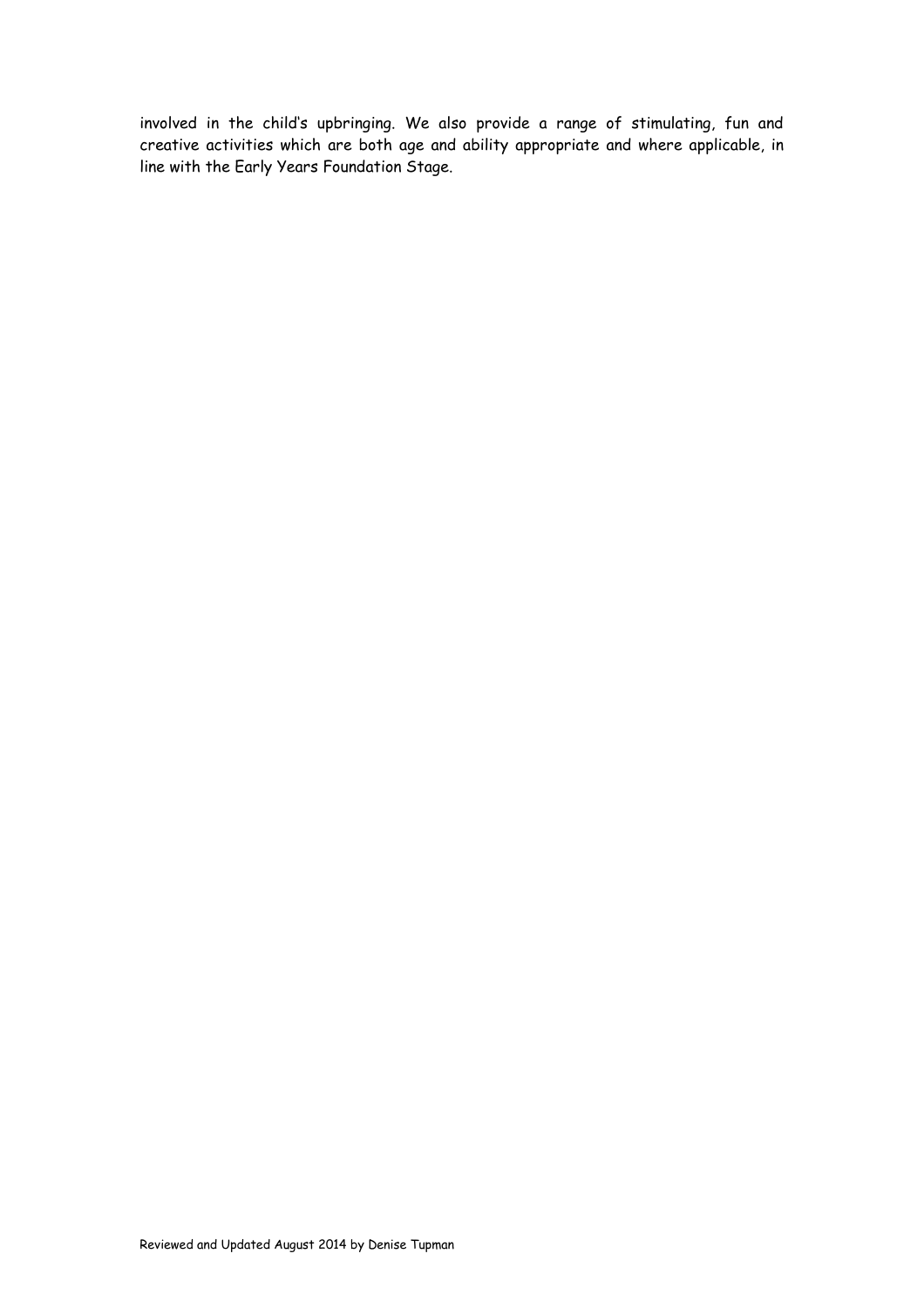involved in the child's upbringing. We also provide a range of stimulating, fun and creative activities which are both age and ability appropriate and where applicable, in line with the Early Years Foundation Stage.

Reviewed and Updated August 2014 by Denise Tupman